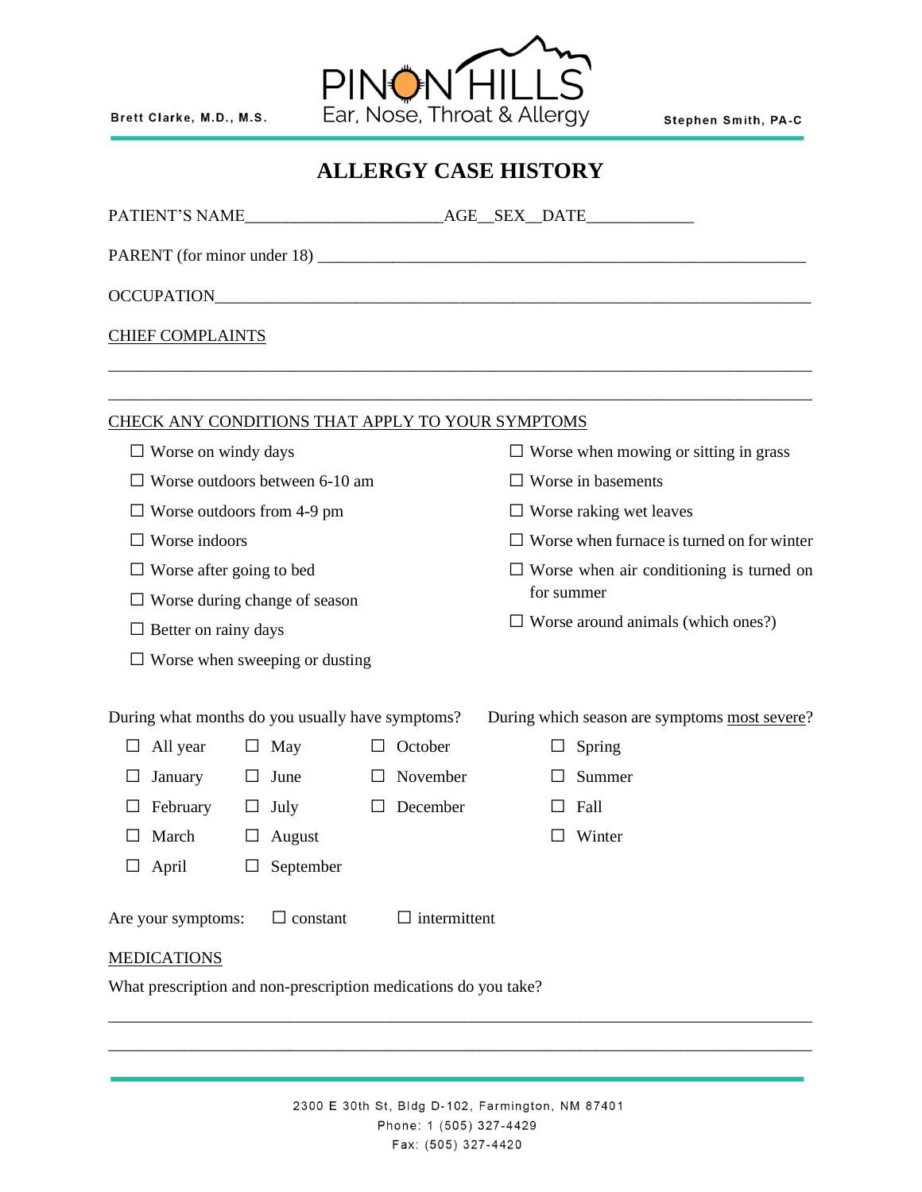Brett Clarke, M.D., M.S.

PINON HILLS
Ear, Nose, Throat & Allergy

Stephen Smith, PA-C

# ALLERGY CASE HISTORY

PATIENT'S NAME_______________________AGE__SEX__DATE____________

PARENT (for minor under 18) ________________________________________________________

OCCUPATION______________________________________________________________________

CHIEF COMPLAINTS

________________________________________________________________________________

________________________________________________________________________________

CHECK ANY CONDITIONS THAT APPLY TO YOUR SYMPTOMS

- ☐ Worse on windy days
- ☐ Worse outdoors between 6-10 am
- ☐ Worse outdoors from 4-9 pm
- ☐ Worse indoors
- ☐ Worse after going to bed
- ☐ Worse during change of season
- ☐ Better on rainy days
- ☐ Worse when sweeping or dusting
- ☐ Worse when mowing or sitting in grass
- ☐ Worse in basements
- ☐ Worse raking wet leaves
- ☐ Worse when furnace is turned on for winter
- ☐ Worse when air conditioning is turned on for summer
- ☐ Worse around animals (which ones?)

During what months do you usually have symptoms?

- ☐ All year
- ☐ January
- ☐ February
- ☐ March
- ☐ April
- ☐ May
- ☐ June
- ☐ July
- ☐ August
- ☐ September
- ☐ October
- ☐ November
- ☐ December

During which season are symptoms most severe?

- ☐ Spring
- ☐ Summer
- ☐ Fall
- ☐ Winter

Are your symptoms: ☐ constant ☐ intermittent

MEDICATIONS

What prescription and non-prescription medications do you take?

________________________________________________________________________________

________________________________________________________________________________

2300 E 30th St, Bldg D-102, Farmington, NM 87401
Phone: 1 (505) 327-4429
Fax: (505) 327-4420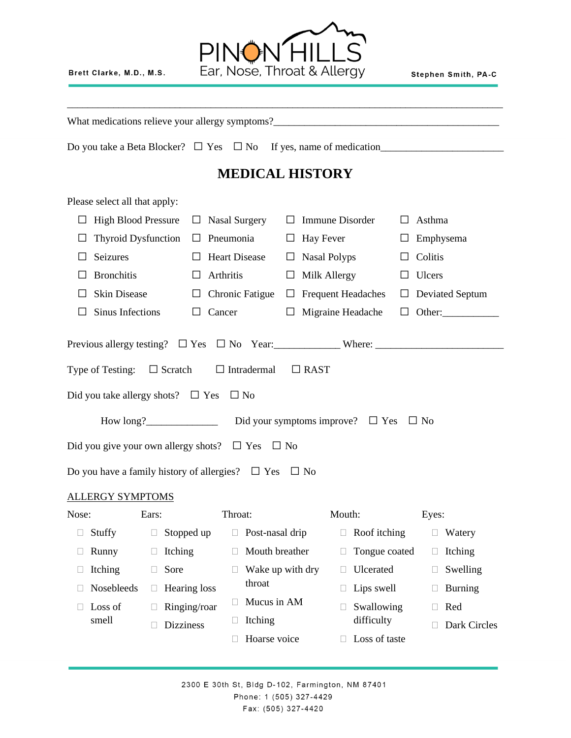Brett Clarke, M.D., M.S. — PINON HILLS Ear, Nose, Throat & Allergy — Stephen Smith, PA-C

\_\_\_\_\_\_\_\_\_\_\_\_\_\_\_\_\_\_\_\_\_\_\_\_\_\_\_\_\_\_\_\_\_\_\_\_\_\_\_\_\_\_\_\_\_\_\_\_\_\_\_\_\_\_\_\_\_\_\_\_\_\_\_\_\_\_\_\_\_\_\_\_

What medications relieve your allergy symptoms?\_\_\_\_\_\_\_\_\_\_\_\_\_\_\_\_\_\_\_\_\_\_\_\_\_\_\_\_\_\_\_\_\_\_\_\_\_\_\_\_

Do you take a Beta Blocker? ☐ Yes ☐ No If yes, name of medication\_\_\_\_\_\_\_\_\_\_\_\_\_\_\_\_\_\_\_\_\_\_\_

## MEDICAL HISTORY

Please select all that apply:

| | | | |
|---|---|---|---|
| ☐ High Blood Pressure | ☐ Nasal Surgery | ☐ Immune Disorder | ☐ Asthma |
| ☐ Thyroid Dysfunction | ☐ Pneumonia | ☐ Hay Fever | ☐ Emphysema |
| ☐ Seizures | ☐ Heart Disease | ☐ Nasal Polyps | ☐ Colitis |
| ☐ Bronchitis | ☐ Arthritis | ☐ Milk Allergy | ☐ Ulcers |
| ☐ Skin Disease | ☐ Chronic Fatigue | ☐ Frequent Headaches | ☐ Deviated Septum |
| ☐ Sinus Infections | ☐ Cancer | ☐ Migraine Headache | ☐ Other:\_\_\_\_\_\_\_\_\_\_\_ |

Previous allergy testing? ☐ Yes ☐ No Year:\_\_\_\_\_\_\_\_\_\_\_\_\_ Where: \_\_\_\_\_\_\_\_\_\_\_\_\_\_\_\_\_\_\_\_\_\_\_\_\_

Type of Testing: ☐ Scratch ☐ Intradermal ☐ RAST

Did you take allergy shots? ☐ Yes ☐ No

How long?\_\_\_\_\_\_\_\_\_\_\_\_\_\_ Did your symptoms improve? ☐ Yes ☐ No

Did you give your own allergy shots? ☐ Yes ☐ No

Do you have a family history of allergies? ☐ Yes ☐ No

ALLERGY SYMPTOMS

| Nose: | Ears: | Throat: | Mouth: | Eyes: |
|---|---|---|---|---|
| ☐ Stuffy | ☐ Stopped up | ☐ Post-nasal drip | ☐ Roof itching | ☐ Watery |
| ☐ Runny | ☐ Itching | ☐ Mouth breather | ☐ Tongue coated | ☐ Itching |
| ☐ Itching | ☐ Sore | ☐ Wake up with dry throat | ☐ Ulcerated | ☐ Swelling |
| ☐ Nosebleeds | ☐ Hearing loss | ☐ Mucus in AM | ☐ Lips swell | ☐ Burning |
| ☐ Loss of smell | ☐ Ringing/roar | ☐ Itching | ☐ Swallowing difficulty | ☐ Red |
| | ☐ Dizziness | ☐ Hoarse voice | ☐ Loss of taste | ☐ Dark Circles |

2300 E 30th St, Bldg D-102, Farmington, NM 87401
Phone: 1 (505) 327-4429
Fax: (505) 327-4420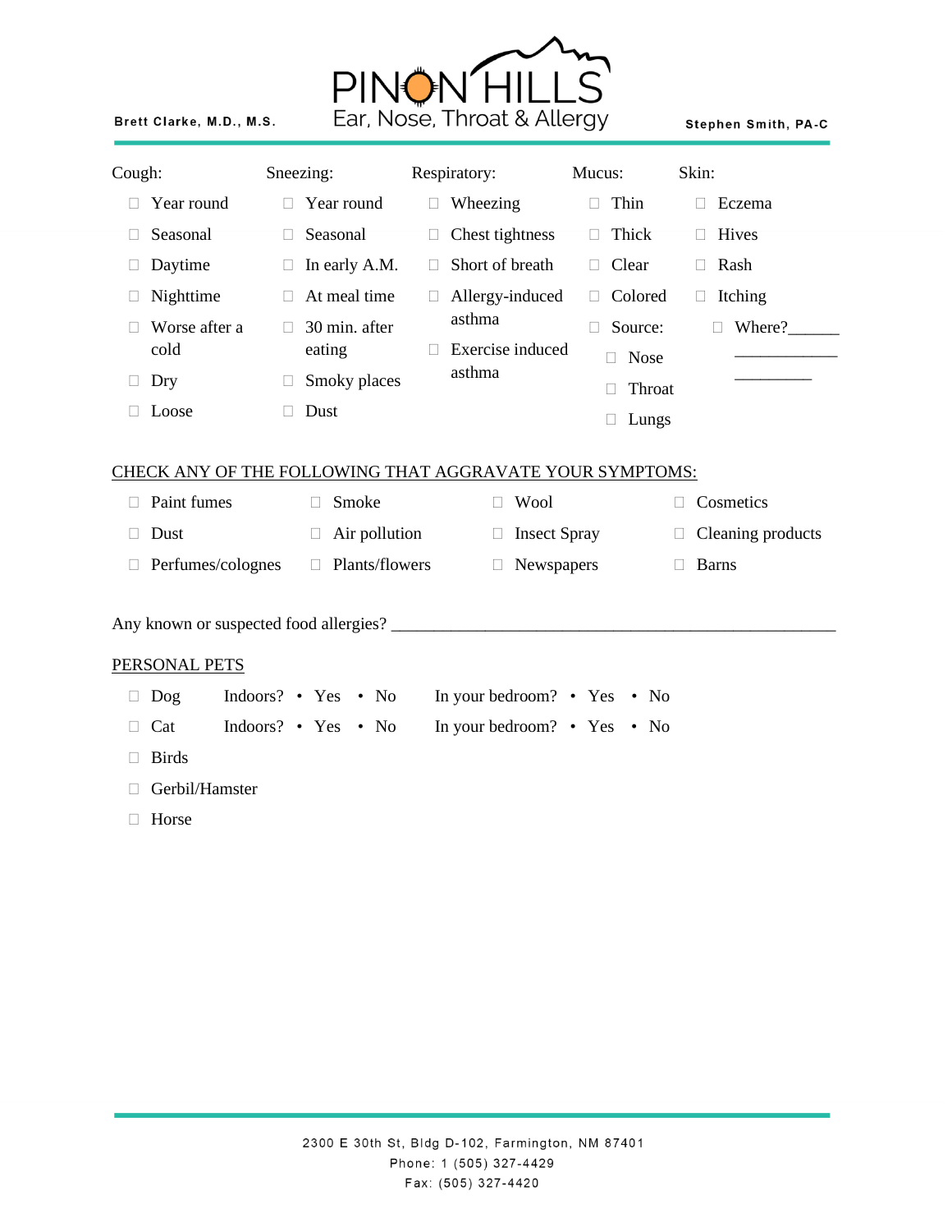Brett Clarke, M.D., M.S.

PINON HILLS
Ear, Nose, Throat & Allergy

Stephen Smith, PA-C

| Cough: | Sneezing: | Respiratory: | Mucus: | Skin: |
|---|---|---|---|---|
| ☐ Year round | ☐ Year round | ☐ Wheezing | ☐ Thin | ☐ Eczema |
| ☐ Seasonal | ☐ Seasonal | ☐ Chest tightness | ☐ Thick | ☐ Hives |
| ☐ Daytime | ☐ In early A.M. | ☐ Short of breath | ☐ Clear | ☐ Rash |
| ☐ Nighttime | ☐ At meal time | ☐ Allergy-induced asthma | ☐ Colored | ☐ Itching |
| ☐ Worse after a cold | ☐ 30 min. after eating | ☐ Exercise induced asthma | ☐ Source: | ☐ Where?______ ____________ _________ |
| ☐ Dry | ☐ Smoky places | | ☐ Nose | |
| ☐ Loose | ☐ Dust | | ☐ Throat | |
| | | | ☐ Lungs | |

CHECK ANY OF THE FOLLOWING THAT AGGRAVATE YOUR SYMPTOMS:

| | | | |
|---|---|---|---|
| ☐ Paint fumes | ☐ Smoke | ☐ Wool | ☐ Cosmetics |
| ☐ Dust | ☐ Air pollution | ☐ Insect Spray | ☐ Cleaning products |
| ☐ Perfumes/colognes | ☐ Plants/flowers | ☐ Newspapers | ☐ Barns |

Any known or suspected food allergies? ____________________________________________________

PERSONAL PETS

- ☐ Dog Indoors? • Yes • No In your bedroom? • Yes • No
- ☐ Cat Indoors? • Yes • No In your bedroom? • Yes • No
- ☐ Birds
- ☐ Gerbil/Hamster
- ☐ Horse

2300 E 30th St, Bldg D-102, Farmington, NM 87401
Phone: 1 (505) 327-4429
Fax: (505) 327-4420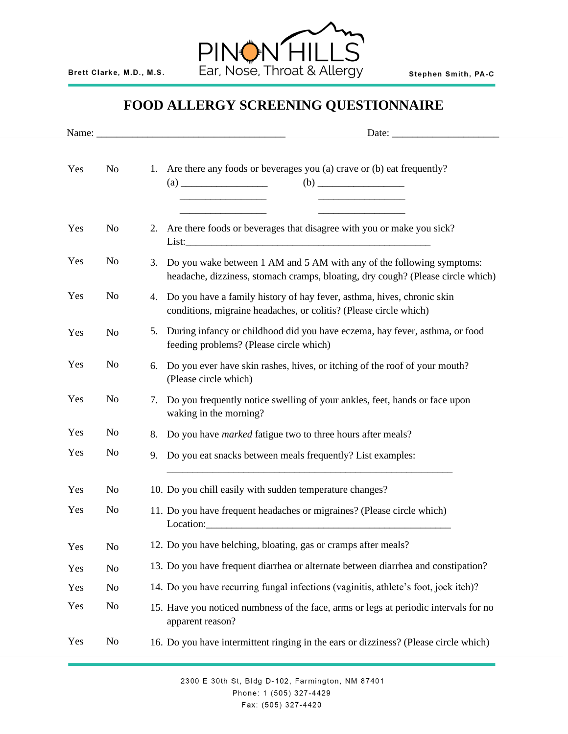Brett Clarke, M.D., M.S.

PINON HILLS
Ear, Nose, Throat & Allergy

Stephen Smith, PA-C

# FOOD ALLERGY SCREENING QUESTIONNAIRE

Name: ______________________________________ Date: _____________________

| | | |
|---|---|---|
| Yes | No | 1. Are there any foods or beverages you (a) crave or (b) eat frequently?<br>(a) _________________ (b) _________________<br>_________________ _________________<br>_________________ _________________ |
| Yes | No | 2. Are there foods or beverages that disagree with you or make you sick?<br>List:_________________________________________________ |
| Yes | No | 3. Do you wake between 1 AM and 5 AM with any of the following symptoms: headache, dizziness, stomach cramps, bloating, dry cough? (Please circle which) |
| Yes | No | 4. Do you have a family history of hay fever, asthma, hives, chronic skin conditions, migraine headaches, or colitis? (Please circle which) |
| Yes | No | 5. During infancy or childhood did you have eczema, hay fever, asthma, or food feeding problems? (Please circle which) |
| Yes | No | 6. Do you ever have skin rashes, hives, or itching of the roof of your mouth? (Please circle which) |
| Yes | No | 7. Do you frequently notice swelling of your ankles, feet, hands or face upon waking in the morning? |
| Yes | No | 8. Do you have *marked* fatigue two to three hours after meals? |
| Yes | No | 9. Do you eat snacks between meals frequently? List examples:<br>___________________________________________________________ |
| Yes | No | 10. Do you chill easily with sudden temperature changes? |
| Yes | No | 11. Do you have frequent headaches or migraines? (Please circle which)<br>Location:_________________________________________________ |
| Yes | No | 12. Do you have belching, bloating, gas or cramps after meals? |
| Yes | No | 13. Do you have frequent diarrhea or alternate between diarrhea and constipation? |
| Yes | No | 14. Do you have recurring fungal infections (vaginitis, athlete's foot, jock itch)? |
| Yes | No | 15. Have you noticed numbness of the face, arms or legs at periodic intervals for no apparent reason? |
| Yes | No | 16. Do you have intermittent ringing in the ears or dizziness? (Please circle which) |

2300 E 30th St, Bldg D-102, Farmington, NM 87401
Phone: 1 (505) 327-4429
Fax: (505) 327-4420